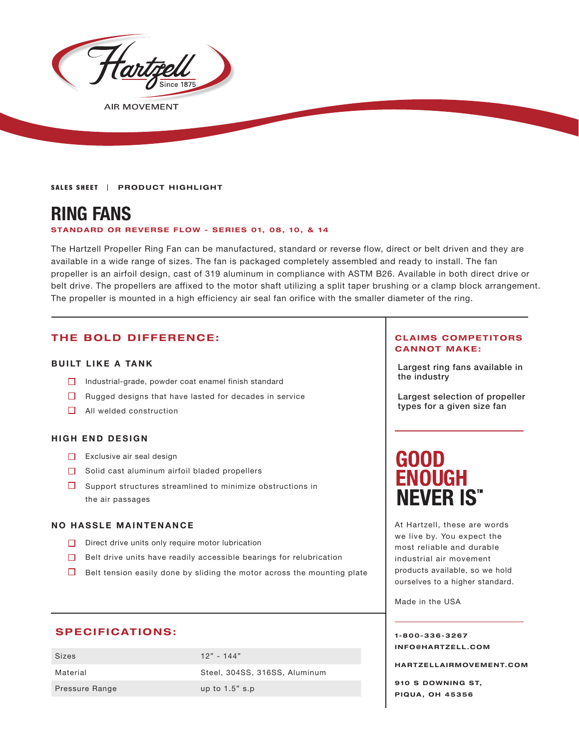Hartzell Since 1875

AIR MOVEMENT

**SALES SHEET** | **PRODUCT HIGHLIGHT**

# RING FANS

**STANDARD OR REVERSE FLOW - SERIES 01, 08, 10, & 14**

The Hartzell Propeller Ring Fan can be manufactured, standard or reverse flow, direct or belt driven and they are available in a wide range of sizes. The fan is packaged completely assembled and ready to install. The fan propeller is an airfoil design, cast of 319 aluminum in compliance with ASTM B26. Available in both direct drive or belt drive. The propellers are affixed to the motor shaft utilizing a split taper brushing or a clamp block arrangement. The propeller is mounted in a high efficiency air seal fan orifice with the smaller diameter of the ring.

## THE BOLD DIFFERENCE:

### BUILT LIKE A TANK

- Industrial-grade, powder coat enamel finish standard
- Rugged designs that have lasted for decades in service
- All welded construction

### HIGH END DESIGN

- Exclusive air seal design
- Solid cast aluminum airfoil bladed propellers
- Support structures streamlined to minimize obstructions in the air passages

### NO HASSLE MAINTENANCE

- Direct drive units only require motor lubrication
- Belt drive units have readily accessible bearings for relubrication
- Belt tension easily done by sliding the motor across the mounting plate

## SPECIFICATIONS:

| Sizes | 12" - 144" |
|---|---|
| Material | Steel, 304SS, 316SS, Aluminum |
| Pressure Range | up to 1.5" s.p |

## CLAIMS COMPETITORS CANNOT MAKE:

Largest ring fans available in the industry

Largest selection of propeller types for a given size fan

## GOOD ENOUGH NEVER IS™

At Hartzell, these are words we live by. You expect the most reliable and durable industrial air movement products available, so we hold ourselves to a higher standard.

Made in the USA

**1-800-336-3267**
**INFO@HARTZELL.COM**

**HARTZELLAIRMOVEMENT.COM**

**910 S DOWNING ST,**
**PIQUA, OH 45356**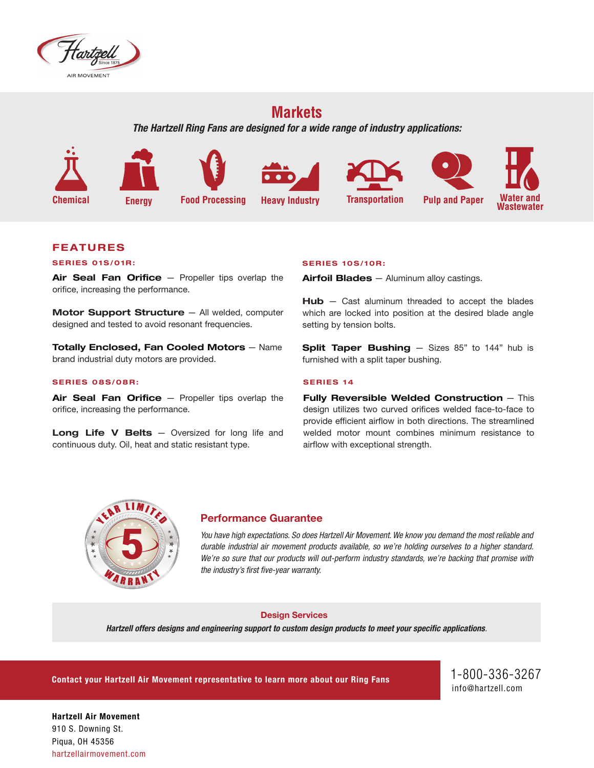Hartzell Since 1875 AIR MOVEMENT

## Markets

***The Hartzell Ring Fans are designed for a wide range of industry applications:***

Chemical
Energy
Food Processing
Heavy Industry
Transportation
Pulp and Paper
Water and Wastewater

## FEATURES

### SERIES 01S/01R:

**Air Seal Fan Orifice** — Propeller tips overlap the orifice, increasing the performance.

**Motor Support Structure** — All welded, computer designed and tested to avoid resonant frequencies.

**Totally Enclosed, Fan Cooled Motors** — Name brand industrial duty motors are provided.

### SERIES 08S/08R:

**Air Seal Fan Orifice** — Propeller tips overlap the orifice, increasing the performance.

**Long Life V Belts** — Oversized for long life and continuous duty. Oil, heat and static resistant type.

### SERIES 10S/10R:

**Airfoil Blades** — Aluminum alloy castings.

**Hub** — Cast aluminum threaded to accept the blades which are locked into position at the desired blade angle setting by tension bolts.

**Split Taper Bushing** — Sizes 85” to 144” hub is furnished with a split taper bushing.

### SERIES 14

**Fully Reversible Welded Construction** — This design utilizes two curved orifices welded face-to-face to provide efficient airflow in both directions. The streamlined welded motor mount combines minimum resistance to airflow with exceptional strength.

5 YEAR LIMITED WARRANTY

## Performance Guarantee

*You have high expectations. So does Hartzell Air Movement. We know you demand the most reliable and durable industrial air movement products available, so we’re holding ourselves to a higher standard. We’re so sure that our products will out-perform industry standards, we’re backing that promise with the industry’s first five-year warranty.*

## Design Services

***Hartzell offers designs and engineering support to custom design products to meet your specific applications.***

**Contact your Hartzell Air Movement representative to learn more about our Ring Fans**

1-800-336-3267
info@hartzell.com

**Hartzell Air Movement**
910 S. Downing St.
Piqua, OH 45356
hartzellairmovement.com